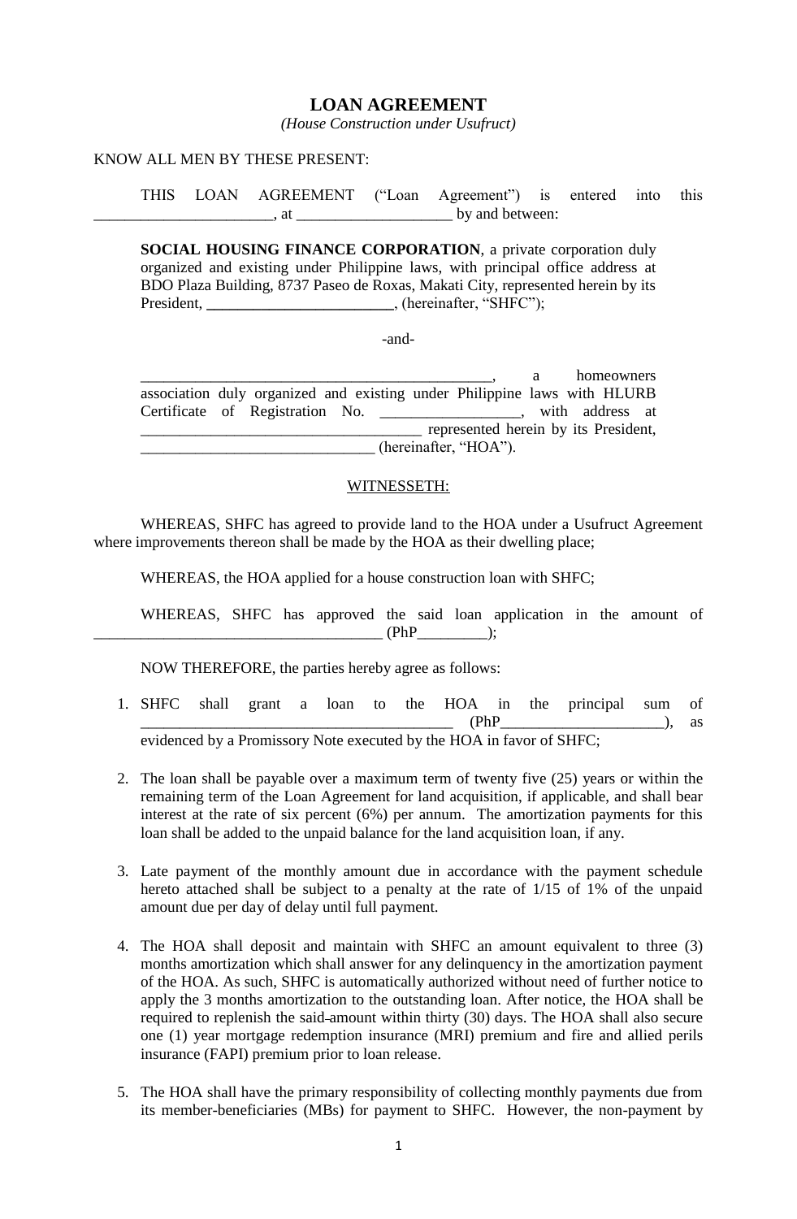# LOAN AGREEMENT

*(House Construction under Usufruct)*

KNOW ALL MEN BY THESE PRESENT:

THIS LOAN AGREEMENT ("Loan Agreement") is entered into this _______________________, at ____________________ by and between:

> **SOCIAL HOUSING FINANCE CORPORATION**, a private corporation duly organized and existing under Philippine laws, with principal office address at BDO Plaza Building, 8737 Paseo de Roxas, Makati City, represented herein by its President, **________________________**, (hereinafter, "SHFC");
>
> -and-
>
> ______________________________________________, a homeowners association duly organized and existing under Philippine laws with HLURB Certificate of Registration No. __________________, with address at ____________________________________ represented herein by its President, _______________________________ (hereinafter, "HOA").

WITNESSETH:

WHEREAS, SHFC has agreed to provide land to the HOA under a Usufruct Agreement where improvements thereon shall be made by the HOA as their dwelling place;

WHEREAS, the HOA applied for a house construction loan with SHFC;

WHEREAS, SHFC has approved the said loan application in the amount of _____________________________________ (PhP_________);

NOW THEREFORE, the parties hereby agree as follows:

1. SHFC shall grant a loan to the HOA in the principal sum of _________________________________________ (PhP_____________________), as evidenced by a Promissory Note executed by the HOA in favor of SHFC;

2. The loan shall be payable over a maximum term of twenty five (25) years or within the remaining term of the Loan Agreement for land acquisition, if applicable, and shall bear interest at the rate of six percent (6%) per annum. The amortization payments for this loan shall be added to the unpaid balance for the land acquisition loan, if any.

3. Late payment of the monthly amount due in accordance with the payment schedule hereto attached shall be subject to a penalty at the rate of 1/15 of 1% of the unpaid amount due per day of delay until full payment.

4. The HOA shall deposit and maintain with SHFC an amount equivalent to three (3) months amortization which shall answer for any delinquency in the amortization payment of the HOA. As such, SHFC is automatically authorized without need of further notice to apply the 3 months amortization to the outstanding loan. After notice, the HOA shall be required to replenish the said amount within thirty (30) days. The HOA shall also secure one (1) year mortgage redemption insurance (MRI) premium and fire and allied perils insurance (FAPI) premium prior to loan release.

5. The HOA shall have the primary responsibility of collecting monthly payments due from its member-beneficiaries (MBs) for payment to SHFC. However, the non-payment by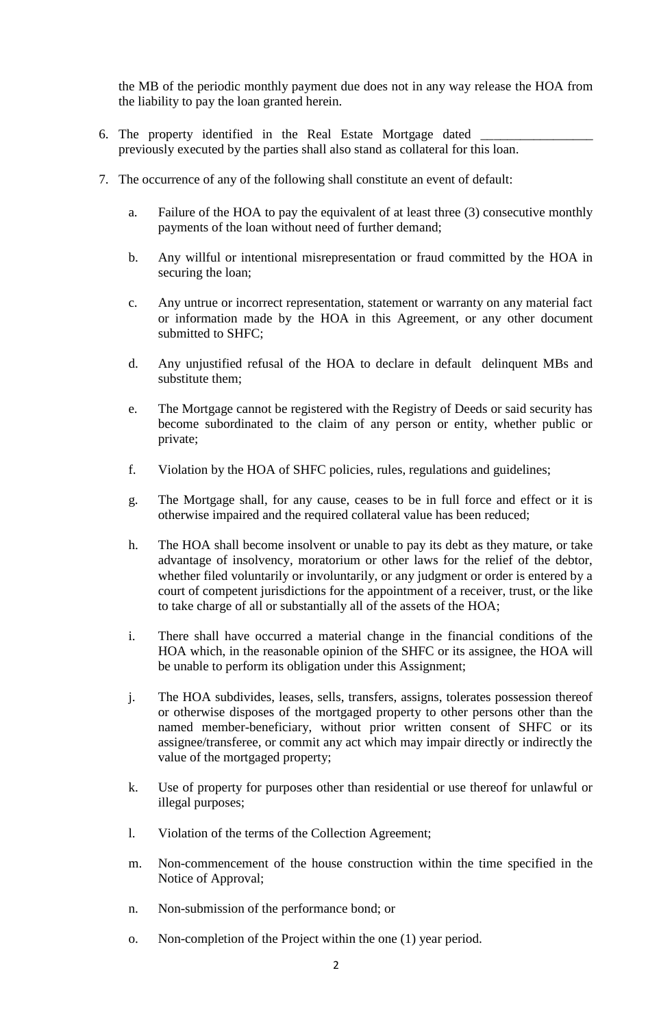the MB of the periodic monthly payment due does not in any way release the HOA from the liability to pay the loan granted herein.

6. The property identified in the Real Estate Mortgage dated _________________ previously executed by the parties shall also stand as collateral for this loan.

7. The occurrence of any of the following shall constitute an event of default:

   a. Failure of the HOA to pay the equivalent of at least three (3) consecutive monthly payments of the loan without need of further demand;

   b. Any willful or intentional misrepresentation or fraud committed by the HOA in securing the loan;

   c. Any untrue or incorrect representation, statement or warranty on any material fact or information made by the HOA in this Agreement, or any other document submitted to SHFC;

   d. Any unjustified refusal of the HOA to declare in default delinquent MBs and substitute them;

   e. The Mortgage cannot be registered with the Registry of Deeds or said security has become subordinated to the claim of any person or entity, whether public or private;

   f. Violation by the HOA of SHFC policies, rules, regulations and guidelines;

   g. The Mortgage shall, for any cause, ceases to be in full force and effect or it is otherwise impaired and the required collateral value has been reduced;

   h. The HOA shall become insolvent or unable to pay its debt as they mature, or take advantage of insolvency, moratorium or other laws for the relief of the debtor, whether filed voluntarily or involuntarily, or any judgment or order is entered by a court of competent jurisdictions for the appointment of a receiver, trust, or the like to take charge of all or substantially all of the assets of the HOA;

   i. There shall have occurred a material change in the financial conditions of the HOA which, in the reasonable opinion of the SHFC or its assignee, the HOA will be unable to perform its obligation under this Assignment;

   j. The HOA subdivides, leases, sells, transfers, assigns, tolerates possession thereof or otherwise disposes of the mortgaged property to other persons other than the named member-beneficiary, without prior written consent of SHFC or its assignee/transferee, or commit any act which may impair directly or indirectly the value of the mortgaged property;

   k. Use of property for purposes other than residential or use thereof for unlawful or illegal purposes;

   l. Violation of the terms of the Collection Agreement;

   m. Non-commencement of the house construction within the time specified in the Notice of Approval;

   n. Non-submission of the performance bond; or

   o. Non-completion of the Project within the one (1) year period.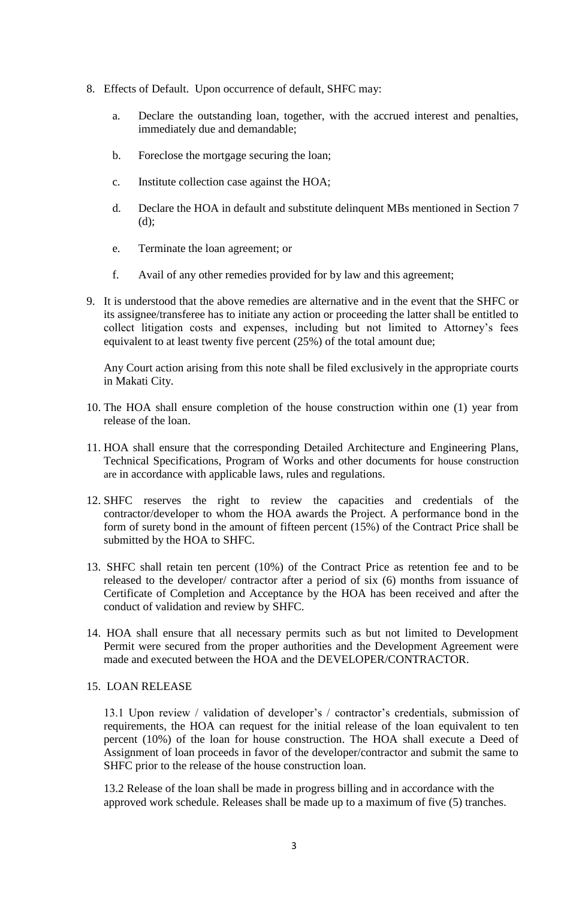8. Effects of Default. Upon occurrence of default, SHFC may:

   a. Declare the outstanding loan, together, with the accrued interest and penalties, immediately due and demandable;

   b. Foreclose the mortgage securing the loan;

   c. Institute collection case against the HOA;

   d. Declare the HOA in default and substitute delinquent MBs mentioned in Section 7 (d);

   e. Terminate the loan agreement; or

   f. Avail of any other remedies provided for by law and this agreement;

9. It is understood that the above remedies are alternative and in the event that the SHFC or its assignee/transferee has to initiate any action or proceeding the latter shall be entitled to collect litigation costs and expenses, including but not limited to Attorney's fees equivalent to at least twenty five percent (25%) of the total amount due;

   Any Court action arising from this note shall be filed exclusively in the appropriate courts in Makati City.

10. The HOA shall ensure completion of the house construction within one (1) year from release of the loan.

11. HOA shall ensure that the corresponding Detailed Architecture and Engineering Plans, Technical Specifications, Program of Works and other documents for house construction are in accordance with applicable laws, rules and regulations.

12. SHFC reserves the right to review the capacities and credentials of the contractor/developer to whom the HOA awards the Project. A performance bond in the form of surety bond in the amount of fifteen percent (15%) of the Contract Price shall be submitted by the HOA to SHFC.

13. SHFC shall retain ten percent (10%) of the Contract Price as retention fee and to be released to the developer/ contractor after a period of six (6) months from issuance of Certificate of Completion and Acceptance by the HOA has been received and after the conduct of validation and review by SHFC.

14. HOA shall ensure that all necessary permits such as but not limited to Development Permit were secured from the proper authorities and the Development Agreement were made and executed between the HOA and the DEVELOPER/CONTRACTOR.

15. LOAN RELEASE

    13.1 Upon review / validation of developer's / contractor's credentials, submission of requirements, the HOA can request for the initial release of the loan equivalent to ten percent (10%) of the loan for house construction. The HOA shall execute a Deed of Assignment of loan proceeds in favor of the developer/contractor and submit the same to SHFC prior to the release of the house construction loan.

    13.2 Release of the loan shall be made in progress billing and in accordance with the approved work schedule. Releases shall be made up to a maximum of five (5) tranches.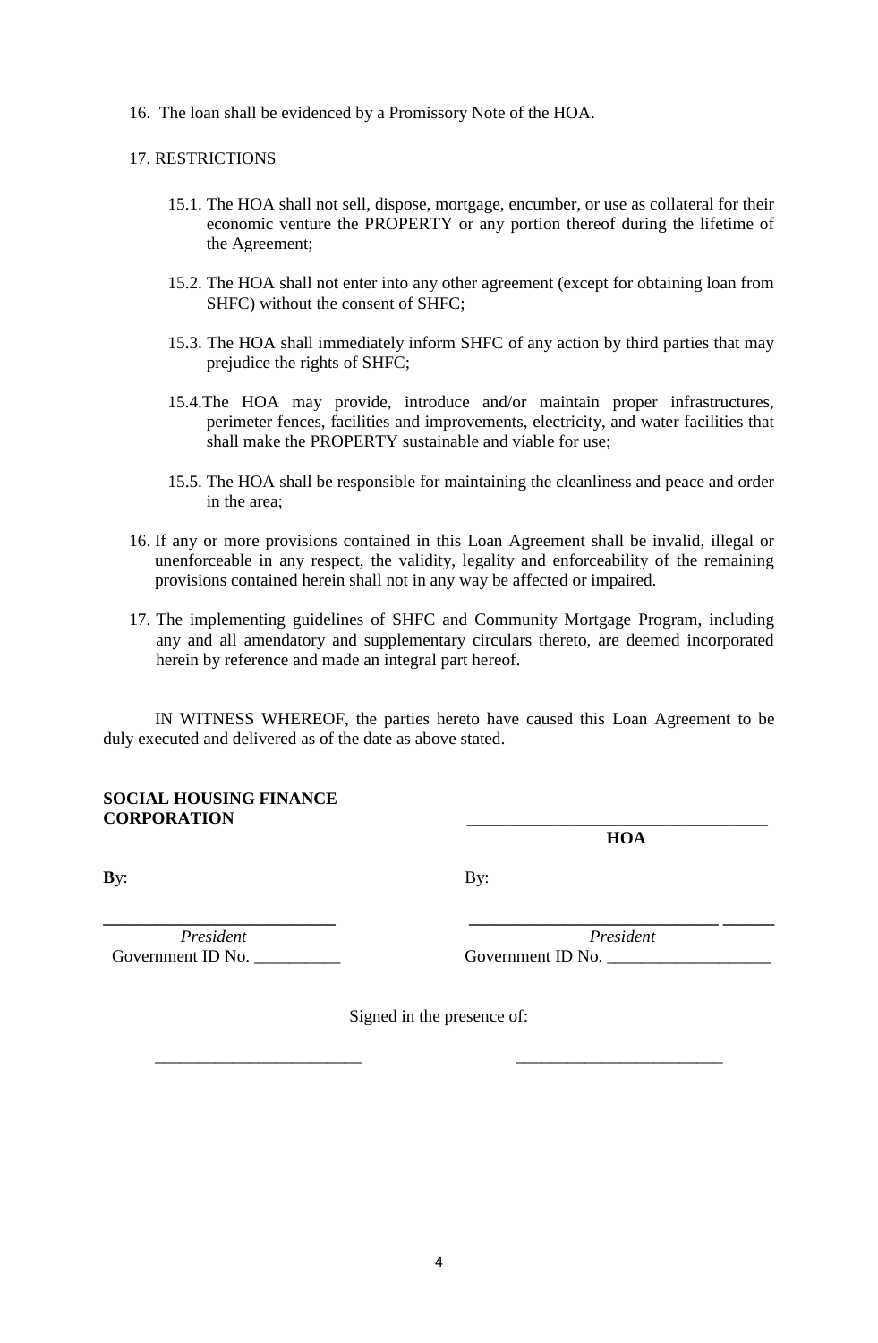16. The loan shall be evidenced by a Promissory Note of the HOA.

17. RESTRICTIONS

    15.1. The HOA shall not sell, dispose, mortgage, encumber, or use as collateral for their economic venture the PROPERTY or any portion thereof during the lifetime of the Agreement;

    15.2. The HOA shall not enter into any other agreement (except for obtaining loan from SHFC) without the consent of SHFC;

    15.3. The HOA shall immediately inform SHFC of any action by third parties that may prejudice the rights of SHFC;

    15.4. The HOA may provide, introduce and/or maintain proper infrastructures, perimeter fences, facilities and improvements, electricity, and water facilities that shall make the PROPERTY sustainable and viable for use;

    15.5. The HOA shall be responsible for maintaining the cleanliness and peace and order in the area;

16. If any or more provisions contained in this Loan Agreement shall be invalid, illegal or unenforceable in any respect, the validity, legality and enforceability of the remaining provisions contained herein shall not in any way be affected or impaired.

17. The implementing guidelines of SHFC and Community Mortgage Program, including any and all amendatory and supplementary circulars thereto, are deemed incorporated herein by reference and made an integral part hereof.

IN WITNESS WHEREOF, the parties hereto have caused this Loan Agreement to be duly executed and delivered as of the date as above stated.

| **SOCIAL HOUSING FINANCE CORPORATION** | ______________________________ **HOA** |
|---|---|
| **B**y: | By: |
| ______________________________ *President* Government ID No. __________ | ______________________________ *President* Government ID No. ___________________ |

Signed in the presence of:

________________________          ________________________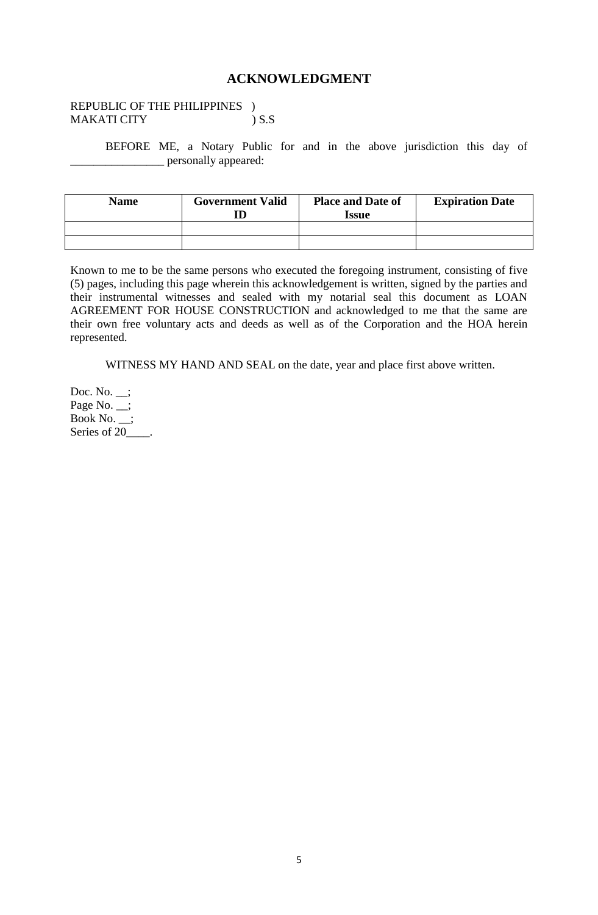# ACKNOWLEDGMENT

REPUBLIC OF THE PHILIPPINES )
MAKATI CITY ) S.S

BEFORE ME, a Notary Public for and in the above jurisdiction this day of ________________ personally appeared:

| Name | Government Valid ID | Place and Date of Issue | Expiration Date |
|---|---|---|---|
| | | | |
| | | | |

Known to me to be the same persons who executed the foregoing instrument, consisting of five (5) pages, including this page wherein this acknowledgement is written, signed by the parties and their instrumental witnesses and sealed with my notarial seal this document as LOAN AGREEMENT FOR HOUSE CONSTRUCTION and acknowledged to me that the same are their own free voluntary acts and deeds as well as of the Corporation and the HOA herein represented.

WITNESS MY HAND AND SEAL on the date, year and place first above written.

Doc. No. __;
Page No. __;
Book No. __;
Series of 20____.